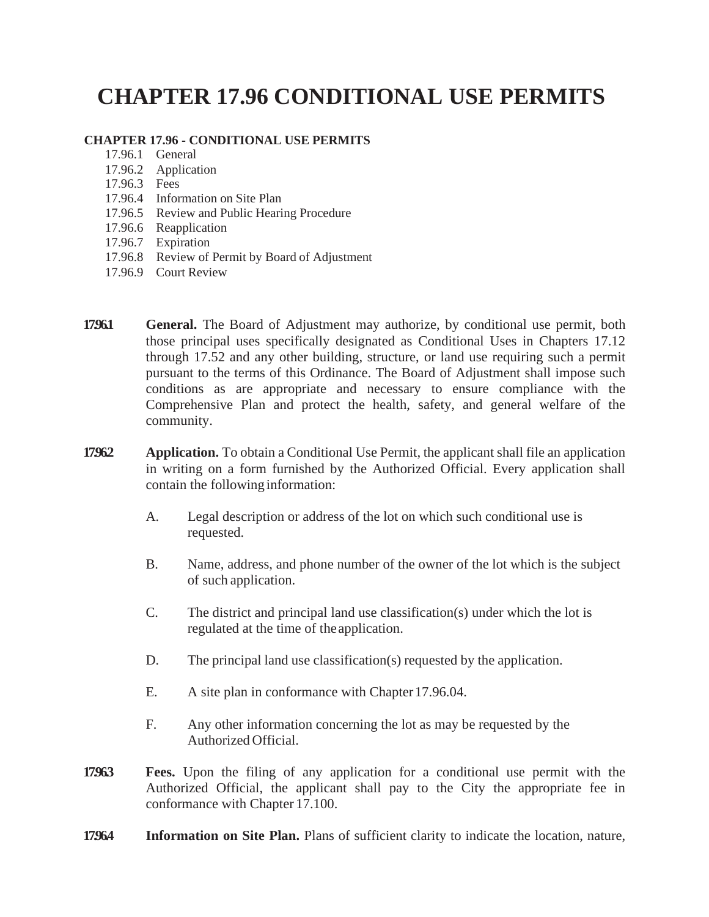# CHAPTER 17.96 CONDITIONAL USE PERMITS

**CHAPTER 17.96 - CONDITIONAL USE PERMITS**

- 17.96.1 General
- 17.96.2 Application
- 17.96.3 Fees
- 17.96.4 Information on Site Plan
- 17.96.5 Review and Public Hearing Procedure
- 17.96.6 Reapplication
- 17.96.7 Expiration
- 17.96.8 Review of Permit by Board of Adjustment
- 17.96.9 Court Review

**17.96.1** **General.** The Board of Adjustment may authorize, by conditional use permit, both those principal uses specifically designated as Conditional Uses in Chapters 17.12 through 17.52 and any other building, structure, or land use requiring such a permit pursuant to the terms of this Ordinance. The Board of Adjustment shall impose such conditions as are appropriate and necessary to ensure compliance with the Comprehensive Plan and protect the health, safety, and general welfare of the community.

**17.96.2** **Application.** To obtain a Conditional Use Permit, the applicant shall file an application in writing on a form furnished by the Authorized Official. Every application shall contain the following information:

A. Legal description or address of the lot on which such conditional use is requested.

B. Name, address, and phone number of the owner of the lot which is the subject of such application.

C. The district and principal land use classification(s) under which the lot is regulated at the time of the application.

D. The principal land use classification(s) requested by the application.

E. A site plan in conformance with Chapter 17.96.04.

F. Any other information concerning the lot as may be requested by the Authorized Official.

**17.96.3** **Fees.** Upon the filing of any application for a conditional use permit with the Authorized Official, the applicant shall pay to the City the appropriate fee in conformance with Chapter 17.100.

**17.96.4** **Information on Site Plan.** Plans of sufficient clarity to indicate the location, nature,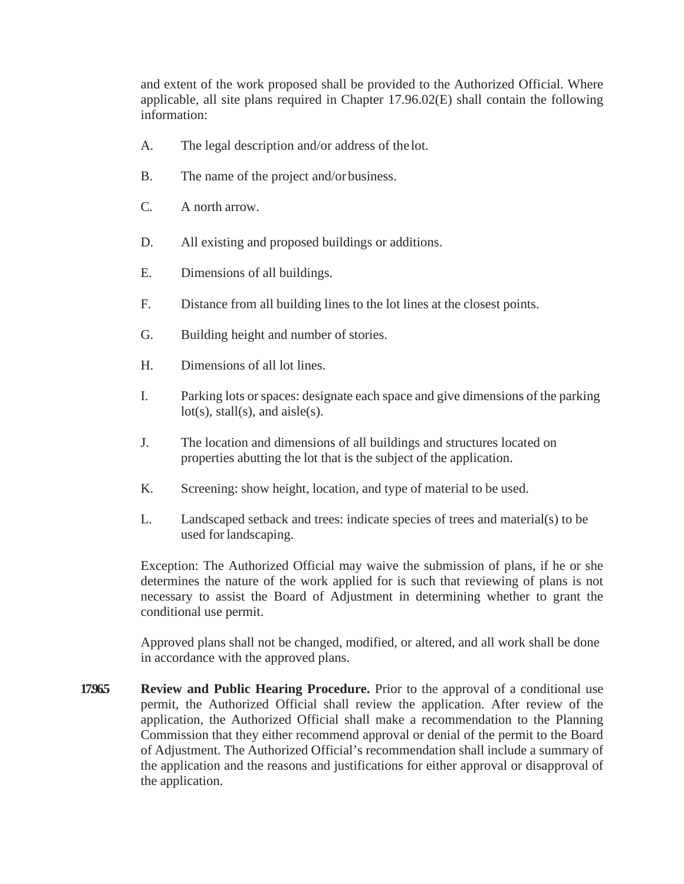and extent of the work proposed shall be provided to the Authorized Official. Where applicable, all site plans required in Chapter 17.96.02(E) shall contain the following information:

A. The legal description and/or address of the lot.

B. The name of the project and/or business.

C. A north arrow.

D. All existing and proposed buildings or additions.

E. Dimensions of all buildings.

F. Distance from all building lines to the lot lines at the closest points.

G. Building height and number of stories.

H. Dimensions of all lot lines.

I. Parking lots or spaces: designate each space and give dimensions of the parking lot(s), stall(s), and aisle(s).

J. The location and dimensions of all buildings and structures located on properties abutting the lot that is the subject of the application.

K. Screening: show height, location, and type of material to be used.

L. Landscaped setback and trees: indicate species of trees and material(s) to be used for landscaping.

Exception: The Authorized Official may waive the submission of plans, if he or she determines the nature of the work applied for is such that reviewing of plans is not necessary to assist the Board of Adjustment in determining whether to grant the conditional use permit.

Approved plans shall not be changed, modified, or altered, and all work shall be done in accordance with the approved plans.

**17.96.5 Review and Public Hearing Procedure.** Prior to the approval of a conditional use permit, the Authorized Official shall review the application. After review of the application, the Authorized Official shall make a recommendation to the Planning Commission that they either recommend approval or denial of the permit to the Board of Adjustment. The Authorized Official's recommendation shall include a summary of the application and the reasons and justifications for either approval or disapproval of the application.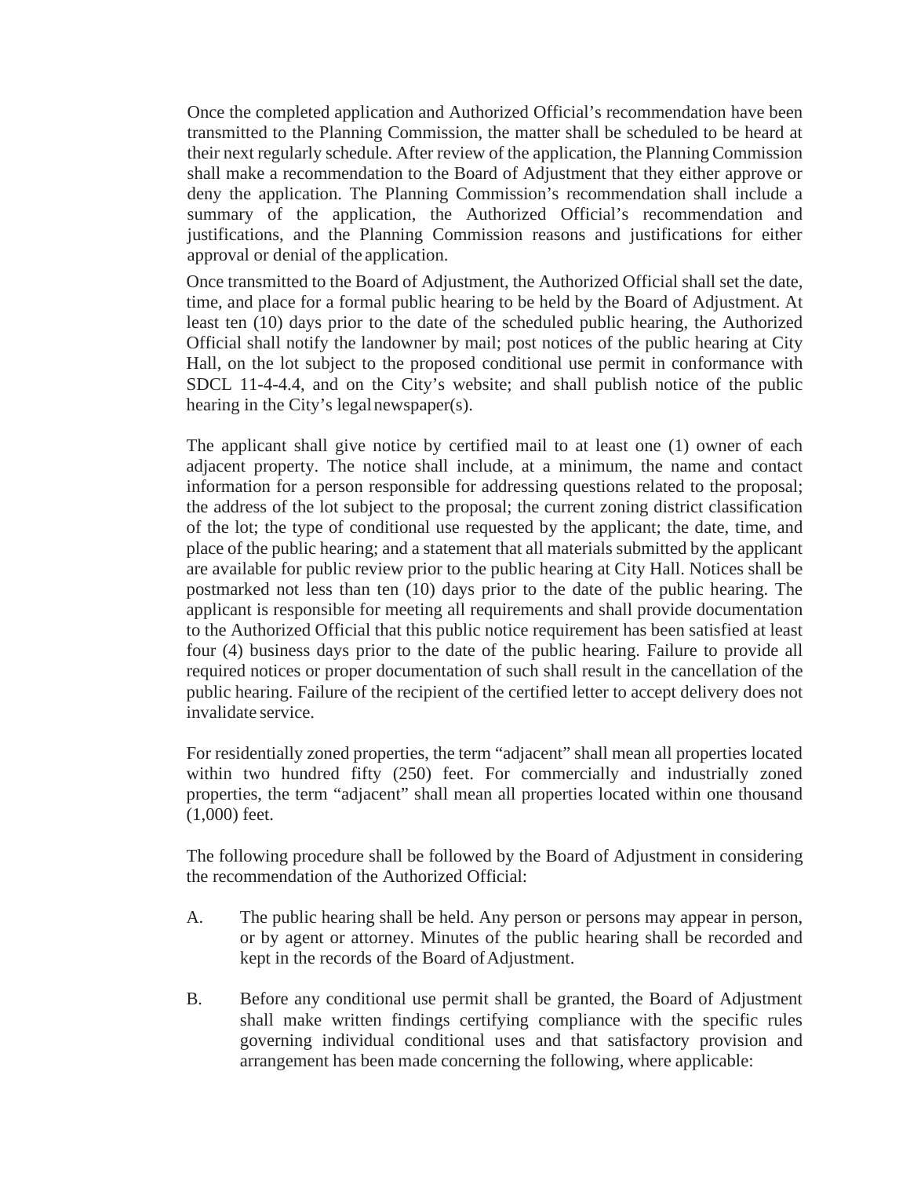Once the completed application and Authorized Official's recommendation have been transmitted to the Planning Commission, the matter shall be scheduled to be heard at their next regularly schedule. After review of the application, the Planning Commission shall make a recommendation to the Board of Adjustment that they either approve or deny the application. The Planning Commission's recommendation shall include a summary of the application, the Authorized Official's recommendation and justifications, and the Planning Commission reasons and justifications for either approval or denial of the application.

Once transmitted to the Board of Adjustment, the Authorized Official shall set the date, time, and place for a formal public hearing to be held by the Board of Adjustment. At least ten (10) days prior to the date of the scheduled public hearing, the Authorized Official shall notify the landowner by mail; post notices of the public hearing at City Hall, on the lot subject to the proposed conditional use permit in conformance with SDCL 11-4-4.4, and on the City's website; and shall publish notice of the public hearing in the City's legal newspaper(s).

The applicant shall give notice by certified mail to at least one (1) owner of each adjacent property. The notice shall include, at a minimum, the name and contact information for a person responsible for addressing questions related to the proposal; the address of the lot subject to the proposal; the current zoning district classification of the lot; the type of conditional use requested by the applicant; the date, time, and place of the public hearing; and a statement that all materials submitted by the applicant are available for public review prior to the public hearing at City Hall. Notices shall be postmarked not less than ten (10) days prior to the date of the public hearing. The applicant is responsible for meeting all requirements and shall provide documentation to the Authorized Official that this public notice requirement has been satisfied at least four (4) business days prior to the date of the public hearing. Failure to provide all required notices or proper documentation of such shall result in the cancellation of the public hearing. Failure of the recipient of the certified letter to accept delivery does not invalidate service.

For residentially zoned properties, the term "adjacent" shall mean all properties located within two hundred fifty (250) feet. For commercially and industrially zoned properties, the term "adjacent" shall mean all properties located within one thousand (1,000) feet.

The following procedure shall be followed by the Board of Adjustment in considering the recommendation of the Authorized Official:

A. The public hearing shall be held. Any person or persons may appear in person, or by agent or attorney. Minutes of the public hearing shall be recorded and kept in the records of the Board of Adjustment.

B. Before any conditional use permit shall be granted, the Board of Adjustment shall make written findings certifying compliance with the specific rules governing individual conditional uses and that satisfactory provision and arrangement has been made concerning the following, where applicable: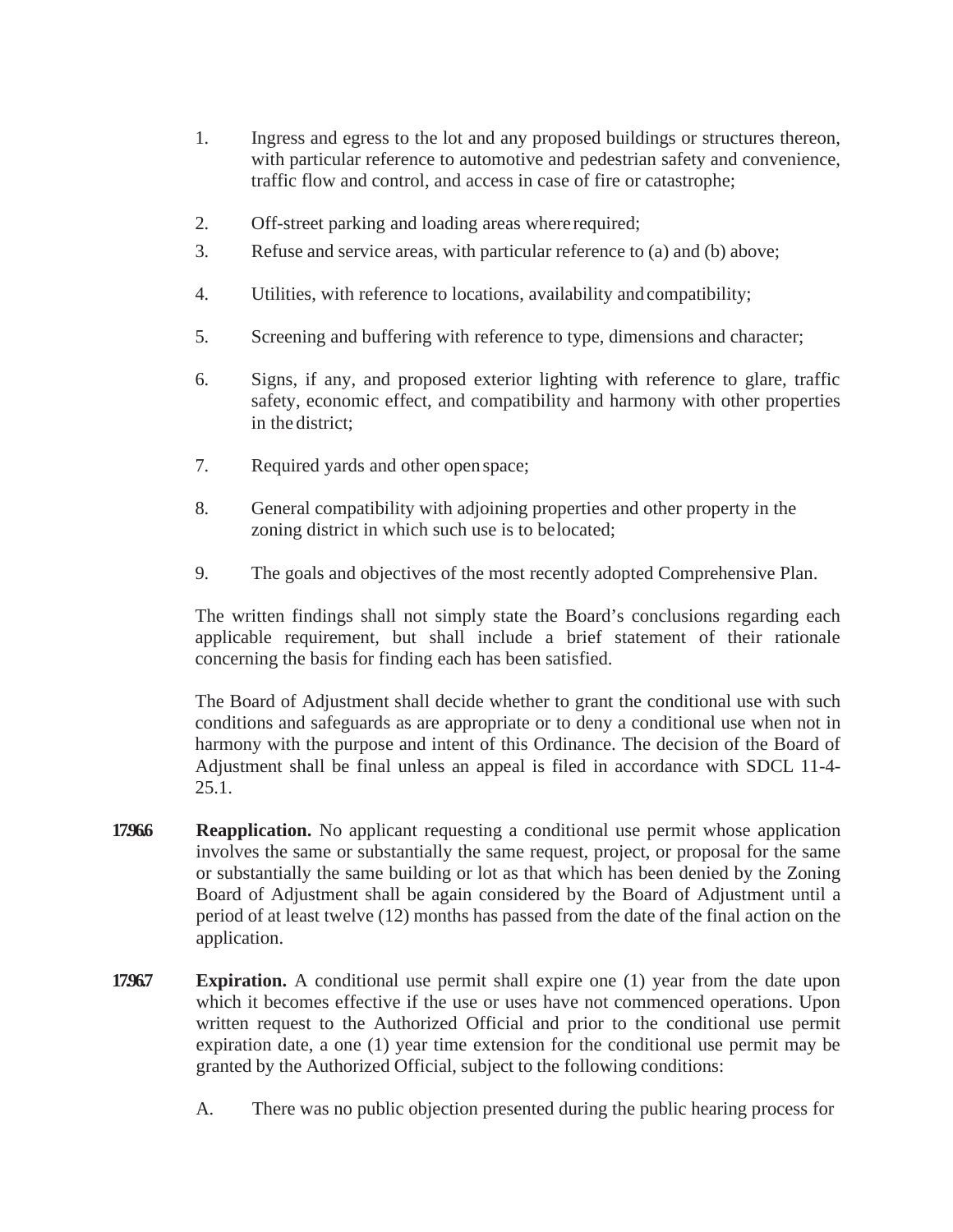1. Ingress and egress to the lot and any proposed buildings or structures thereon, with particular reference to automotive and pedestrian safety and convenience, traffic flow and control, and access in case of fire or catastrophe;

2. Off-street parking and loading areas where required;

3. Refuse and service areas, with particular reference to (a) and (b) above;

4. Utilities, with reference to locations, availability and compatibility;

5. Screening and buffering with reference to type, dimensions and character;

6. Signs, if any, and proposed exterior lighting with reference to glare, traffic safety, economic effect, and compatibility and harmony with other properties in the district;

7. Required yards and other open space;

8. General compatibility with adjoining properties and other property in the zoning district in which such use is to be located;

9. The goals and objectives of the most recently adopted Comprehensive Plan.

The written findings shall not simply state the Board's conclusions regarding each applicable requirement, but shall include a brief statement of their rationale concerning the basis for finding each has been satisfied.

The Board of Adjustment shall decide whether to grant the conditional use with such conditions and safeguards as are appropriate or to deny a conditional use when not in harmony with the purpose and intent of this Ordinance. The decision of the Board of Adjustment shall be final unless an appeal is filed in accordance with SDCL 11-4-25.1.

**17.96.6 Reapplication.** No applicant requesting a conditional use permit whose application involves the same or substantially the same request, project, or proposal for the same or substantially the same building or lot as that which has been denied by the Zoning Board of Adjustment shall be again considered by the Board of Adjustment until a period of at least twelve (12) months has passed from the date of the final action on the application.

**17.96.7 Expiration.** A conditional use permit shall expire one (1) year from the date upon which it becomes effective if the use or uses have not commenced operations. Upon written request to the Authorized Official and prior to the conditional use permit expiration date, a one (1) year time extension for the conditional use permit may be granted by the Authorized Official, subject to the following conditions:

A. There was no public objection presented during the public hearing process for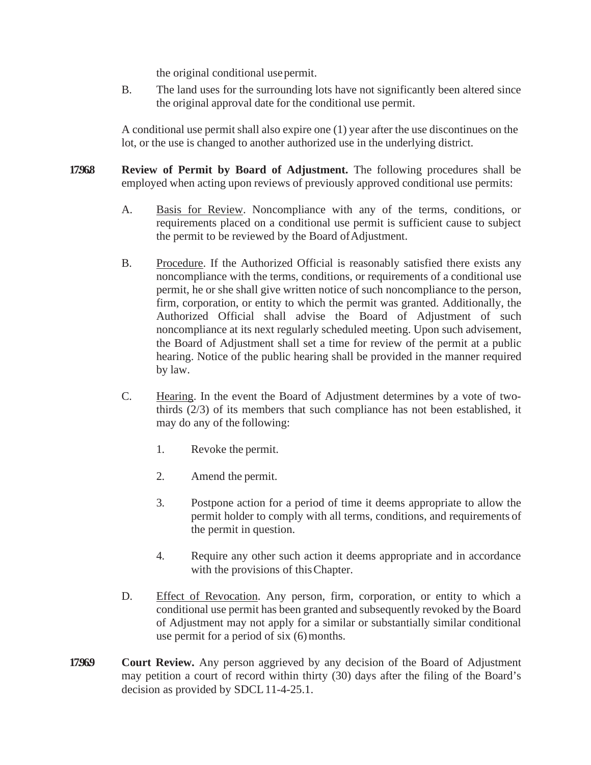the original conditional use permit.

B. The land uses for the surrounding lots have not significantly been altered since the original approval date for the conditional use permit.

A conditional use permit shall also expire one (1) year after the use discontinues on the lot, or the use is changed to another authorized use in the underlying district.

**17.96.8 Review of Permit by Board of Adjustment.** The following procedures shall be employed when acting upon reviews of previously approved conditional use permits:

A. Basis for Review. Noncompliance with any of the terms, conditions, or requirements placed on a conditional use permit is sufficient cause to subject the permit to be reviewed by the Board of Adjustment.

B. Procedure. If the Authorized Official is reasonably satisfied there exists any noncompliance with the terms, conditions, or requirements of a conditional use permit, he or she shall give written notice of such noncompliance to the person, firm, corporation, or entity to which the permit was granted. Additionally, the Authorized Official shall advise the Board of Adjustment of such noncompliance at its next regularly scheduled meeting. Upon such advisement, the Board of Adjustment shall set a time for review of the permit at a public hearing. Notice of the public hearing shall be provided in the manner required by law.

C. Hearing. In the event the Board of Adjustment determines by a vote of two-thirds (2/3) of its members that such compliance has not been established, it may do any of the following:

1. Revoke the permit.

2. Amend the permit.

3. Postpone action for a period of time it deems appropriate to allow the permit holder to comply with all terms, conditions, and requirements of the permit in question.

4. Require any other such action it deems appropriate and in accordance with the provisions of this Chapter.

D. Effect of Revocation. Any person, firm, corporation, or entity to which a conditional use permit has been granted and subsequently revoked by the Board of Adjustment may not apply for a similar or substantially similar conditional use permit for a period of six (6) months.

**17.96.9 Court Review.** Any person aggrieved by any decision of the Board of Adjustment may petition a court of record within thirty (30) days after the filing of the Board's decision as provided by SDCL 11-4-25.1.